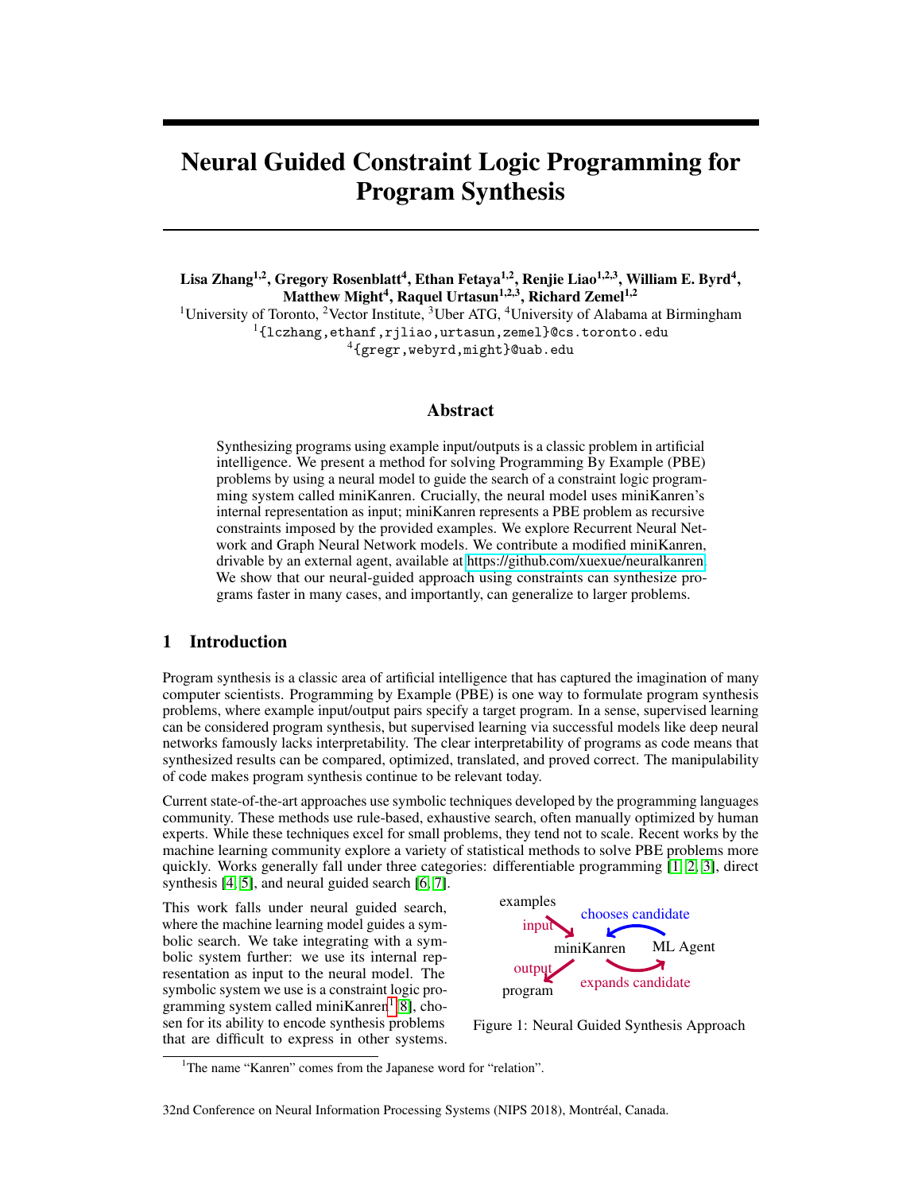# Neural Guided Constraint Logic Programming for Program Synthesis

**Lisa Zhang[1,2], Gregory Rosenblatt[4], Ethan Fetaya[1,2], Renjie Liao[1,2,3], William E. Byrd[4], Matthew Might[4], Raquel Urtasun[1,2,3], Richard Zemel[1,2]**

[1]University of Toronto, [2]Vector Institute, [3]Uber ATG, [4]University of Alabama at Birmingham

[1]{lczhang,ethanf,rjliao,urtasun,zemel}@cs.toronto.edu

[4]{gregr,webyrd,might}@uab.edu

## Abstract

Synthesizing programs using example input/outputs is a classic problem in artificial intelligence. We present a method for solving Programming By Example (PBE) problems by using a neural model to guide the search of a constraint logic programming system called miniKanren. Crucially, the neural model uses miniKanren's internal representation as input; miniKanren represents a PBE problem as recursive constraints imposed by the provided examples. We explore Recurrent Neural Network and Graph Neural Network models. We contribute a modified miniKanren, drivable by an external agent, available at https://github.com/xuexue/neuralkanren. We show that our neural-guided approach using constraints can synthesize programs faster in many cases, and importantly, can generalize to larger problems.

## 1 Introduction

Program synthesis is a classic area of artificial intelligence that has captured the imagination of many computer scientists. Programming By Example (PBE) is one way to formulate program synthesis problems, where example input/output pairs specify a target program. In a sense, supervised learning can be considered program synthesis, but supervised learning via successful models like deep neural networks famously lacks interpretability. The clear interpretability of programs as code means that synthesized results can be compared, optimized, translated, and proved correct. The manipulability of code makes program synthesis continue to be relevant today.

Current state-of-the-art approaches use symbolic techniques developed by the programming languages community. These methods use rule-based, exhaustive search, often manually optimized by human experts. While these techniques excel for small problems, they tend not to scale. Recent works by the machine learning community explore a variety of statistical methods to solve PBE problems more quickly. Works generally fall under three categories: differentiable programming [1, 2, 3], direct synthesis [4, 5], and neural guided search [6, 7].

This work falls under neural guided search, where the machine learning model guides a symbolic search. We take integrating with a symbolic system further: we use its internal representation as input to the neural model. The symbolic system we use is a constraint logic programming system called miniKanren[1] [8], chosen for its ability to encode synthesis problems that are difficult to express in other systems.

examples → input → miniKanren → output → program; ML Agent chooses candidate; miniKanren expands candidate

Figure 1: Neural Guided Synthesis Approach

[1]The name "Kanren" comes from the Japanese word for "relation".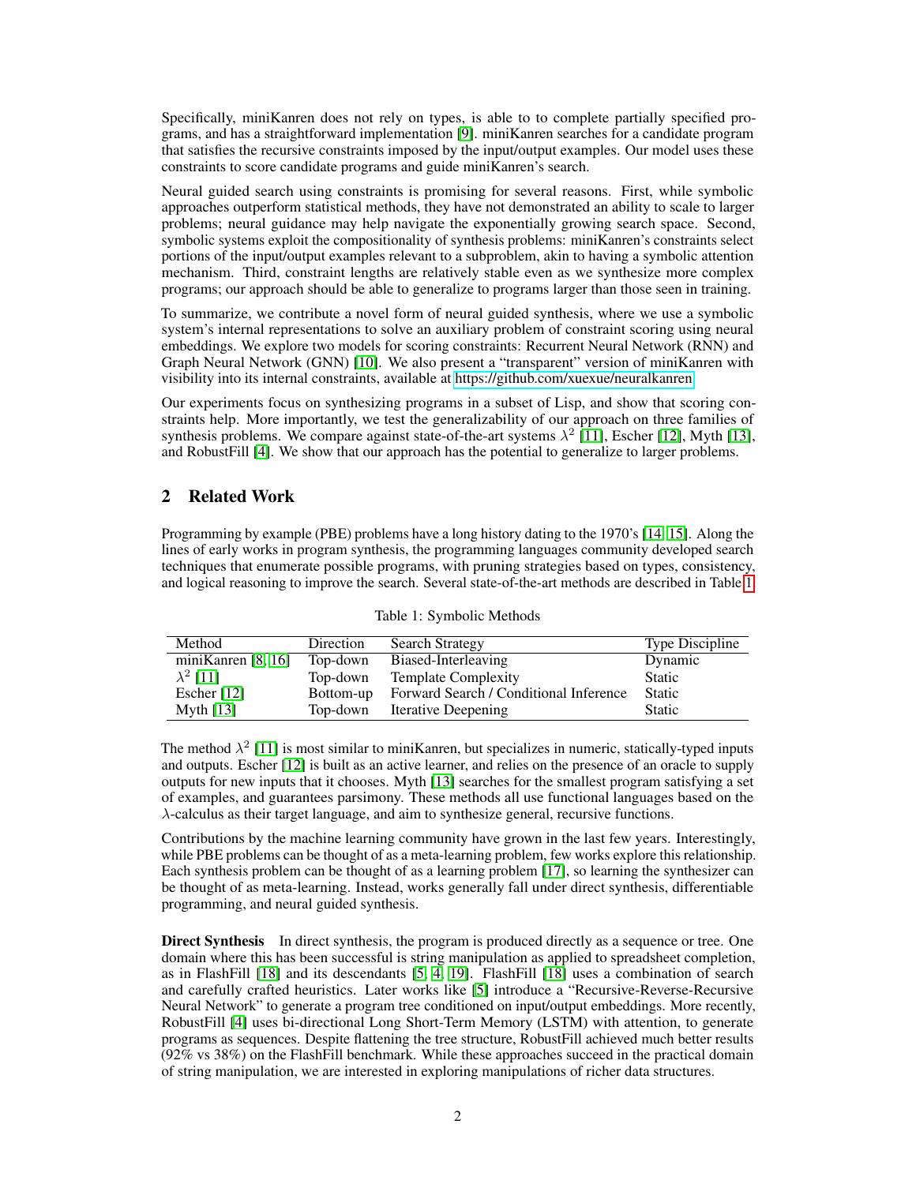Specifically, miniKanren does not rely on types, is able to to complete partially specified programs, and has a straightforward implementation [9]. miniKanren searches for a candidate program that satisfies the recursive constraints imposed by the input/output examples. Our model uses these constraints to score candidate programs and guide miniKanren's search.

Neural guided search using constraints is promising for several reasons. First, while symbolic approaches outperform statistical methods, they have not demonstrated an ability to scale to larger problems; neural guidance may help navigate the exponentially growing search space. Second, symbolic systems exploit the compositionality of synthesis problems: miniKanren's constraints select portions of the input/output examples relevant to a subproblem, akin to having a symbolic attention mechanism. Third, constraint lengths are relatively stable even as we synthesize more complex programs; our approach should be able to generalize to programs larger than those seen in training.

To summarize, we contribute a novel form of neural guided synthesis, where we use a symbolic system's internal representations to solve an auxiliary problem of constraint scoring using neural embeddings. We explore two models for scoring constraints: Recurrent Neural Network (RNN) and Graph Neural Network (GNN) [10]. We also present a "transparent" version of miniKanren with visibility into its internal constraints, available at https://github.com/xuexue/neuralkanren.

Our experiments focus on synthesizing programs in a subset of Lisp, and show that scoring constraints help. More importantly, we test the generalizability of our approach on three families of synthesis problems. We compare against state-of-the-art systems $\lambda^2$ [11], Escher [12], Myth [13], and RobustFill [4]. We show that our approach has the potential to generalize to larger problems.

## 2 Related Work

Programming by example (PBE) problems have a long history dating to the 1970's [14, 15]. Along the lines of early works in program synthesis, the programming languages community developed search techniques that enumerate possible programs, with pruning strategies based on types, consistency, and logical reasoning to improve the search. Several state-of-the-art methods are described in Table 1.

Table 1: Symbolic Methods

| Method | Direction | Search Strategy | Type Discipline |
|---|---|---|---|
| miniKanren [8, 16] | Top-down | Biased-Interleaving | Dynamic |
| $\lambda^2$ [11] | Top-down | Template Complexity | Static |
| Escher [12] | Bottom-up | Forward Search / Conditional Inference | Static |
| Myth [13] | Top-down | Iterative Deepening | Static |

The method $\lambda^2$ [11] is most similar to miniKanren, but specializes in numeric, statically-typed inputs and outputs. Escher [12] is built as an active learner, and relies on the presence of an oracle to supply outputs for new inputs that it chooses. Myth [13] searches for the smallest program satisfying a set of examples, and guarantees parsimony. These methods all use functional languages based on the $\lambda$-calculus as their target language, and aim to synthesize general, recursive functions.

Contributions by the machine learning community have grown in the last few years. Interestingly, while PBE problems can be thought of as a meta-learning problem, few works explore this relationship. Each synthesis problem can be thought of as a learning problem [17], so learning the synthesizer can be thought of as meta-learning. Instead, works generally fall under direct synthesis, differentiable programming, and neural guided synthesis.

**Direct Synthesis** In direct synthesis, the program is produced directly as a sequence or tree. One domain where this has been successful is string manipulation as applied to spreadsheet completion, as in FlashFill [18] and its descendants [5, 4, 19]. FlashFill [18] uses a combination of search and carefully crafted heuristics. Later works like [5] introduce a "Recursive-Reverse-Recursive Neural Network" to generate a program tree conditioned on input/output embeddings. More recently, RobustFill [4] uses bi-directional Long Short-Term Memory (LSTM) with attention, to generate programs as sequences. Despite flattening the tree structure, RobustFill achieved much better results (92% vs 38%) on the FlashFill benchmark. While these approaches succeed in the practical domain of string manipulation, we are interested in exploring manipulations of richer data structures.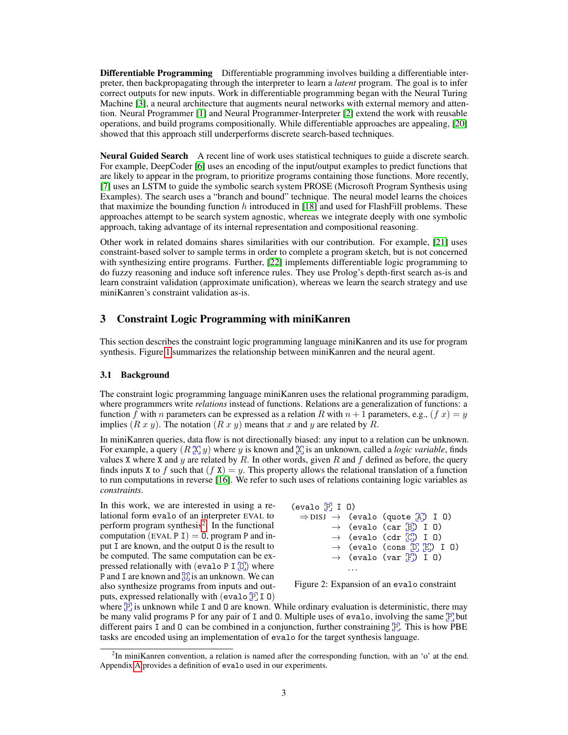**Differentiable Programming** Differentiable programming involves building a differentiable interpreter, then backpropagating through the interpreter to learn a *latent* program. The goal is to infer correct outputs for new inputs. Work in differentiable programming began with the Neural Turing Machine [3], a neural architecture that augments neural networks with external memory and attention. Neural Programmer [1] and Neural Programmer-Interpreter [2] extend the work with reusable operations, and build programs compositionally. While differentiable approaches are appealing, [20] showed that this approach still underperforms discrete search-based techniques.

**Neural Guided Search** A recent line of work uses statistical techniques to guide a discrete search. For example, DeepCoder [6] uses an encoding of the input/output examples to predict functions that are likely to appear in the program, to prioritize programs containing those functions. More recently, [7] uses an LSTM to guide the symbolic search system PROSE (Microsoft Program Synthesis using Examples). The search uses a "branch and bound" technique. The neural model learns the choices that maximize the bounding function $h$ introduced in [18] and used for FlashFill problems. These approaches attempt to be search system agnostic, whereas we integrate deeply with one symbolic approach, taking advantage of its internal representation and compositional reasoning.

Other work in related domains shares similarities with our contribution. For example, [21] uses constraint-based solver to sample terms in order to complete a program sketch, but is not concerned with synthesizing entire programs. Further, [22] implements differentiable logic programming to do fuzzy reasoning and induce soft inference rules. They use Prolog's depth-first search as-is and learn constraint validation (approximate unification), whereas we learn the search strategy and use miniKanren's constraint validation as-is.

## 3 Constraint Logic Programming with miniKanren

This section describes the constraint logic programming language miniKanren and its use for program synthesis. Figure 1 summarizes the relationship between miniKanren and the neural agent.

### 3.1 Background

The constraint logic programming language miniKanren uses the relational programming paradigm, where programmers write *relations* instead of functions. Relations are a generalization of functions: a function $f$ with $n$ parameters can be expressed as a relation $R$ with $n+1$ parameters, e.g., $(f\ x) = y$ implies $(R\ x\ y)$. The notation $(R\ x\ y)$ means that $x$ and $y$ are related by $R$.

In miniKanren queries, data flow is not directionally biased: any input to a relation can be unknown. For example, a query $(R$ X $y)$ where $y$ is known and X is an unknown, called a *logic variable*, finds values X where X and $y$ are related by $R$. In other words, given $R$ and $f$ defined as before, the query finds inputs X to $f$ such that $(f$ X$) = y$. This property allows the relational translation of a function to run computations in reverse [16]. We refer to such uses of relations containing logic variables as *constraints*.

In this work, we are interested in using a relational form `evalo` of an interpreter EVAL to perform program synthesis[2]. In the functional computation (EVAL P I) = O, program P and input I are known, and the output O is the result to be computed. The same computation can be expressed relationally with (`evalo` P I O) where P and I are known and O is an unknown. We can also synthesize programs from inputs and outputs, expressed relationally with (`evalo` P I O) where P is unknown while I and O are known. While ordinary evaluation is deterministic, there may be many valid programs P for any pair of I and O. Multiple uses of `evalo`, involving the same P but different pairs I and O can be combined in a conjunction, further constraining P. This is how PBE tasks are encoded using an implementation of `evalo` for the target synthesis language.

```
(evalo P I O)
  ⇒ DISJ → (evalo (quote A) I O)
         → (evalo (car B) I O)
         → (evalo (cdr C) I O)
         → (evalo (cons D E) I O)
         → (evalo (var F) I O)
           ...
```

Figure 2: Expansion of an `evalo` constraint

[2]In miniKanren convention, a relation is named after the corresponding function, with an 'o' at the end. Appendix A provides a definition of `evalo` used in our experiments.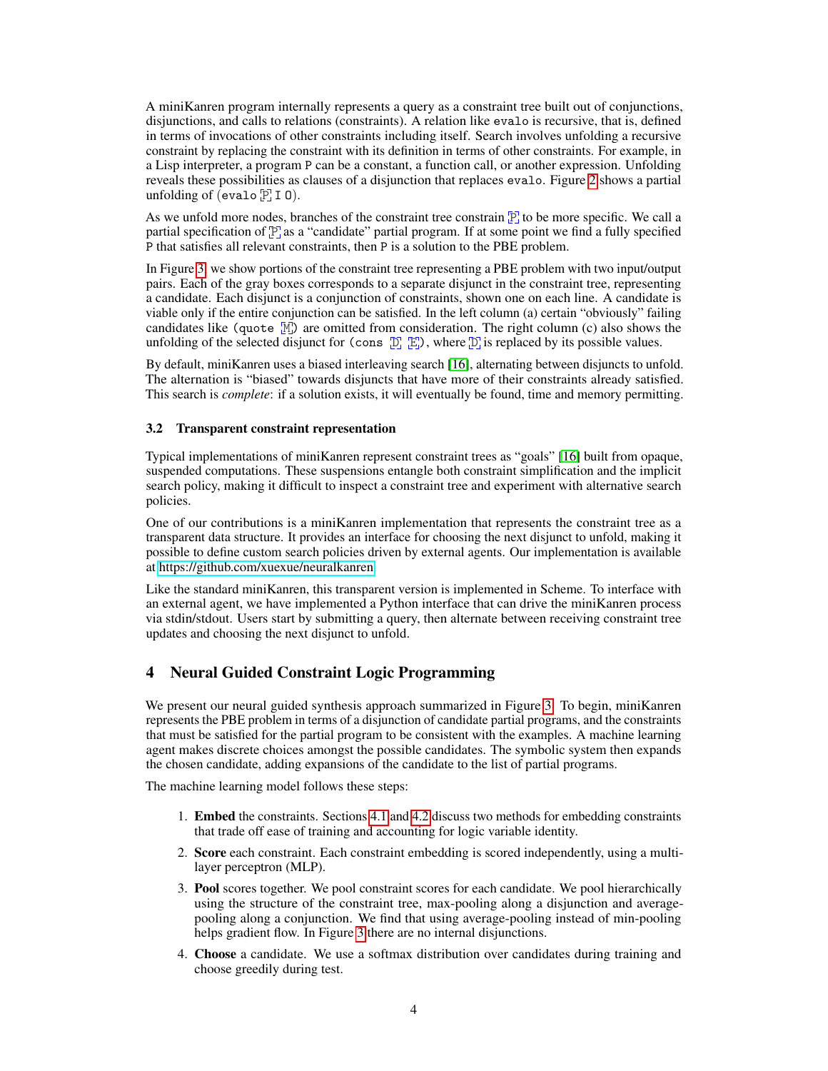A miniKanren program internally represents a query as a constraint tree built out of conjunctions, disjunctions, and calls to relations (constraints). A relation like `evalo` is recursive, that is, defined in terms of invocations of other constraints including itself. Search involves unfolding a recursive constraint by replacing the constraint with its definition in terms of other constraints. For example, in a Lisp interpreter, a program P can be a constant, a function call, or another expression. Unfolding reveals these possibilities as clauses of a disjunction that replaces `evalo`. Figure 2 shows a partial unfolding of `(evalo P I O)`.

As we unfold more nodes, branches of the constraint tree constrain P to be more specific. We call a partial specification of P as a "candidate" partial program. If at some point we find a fully specified P that satisfies all relevant constraints, then P is a solution to the PBE problem.

In Figure 3, we show portions of the constraint tree representing a PBE problem with two input/output pairs. Each of the gray boxes corresponds to a separate disjunct in the constraint tree, representing a candidate. Each disjunct is a conjunction of constraints, shown one on each line. A candidate is viable only if the entire conjunction can be satisfied. In the left column (a) certain "obviously" failing candidates like `(quote M)` are omitted from consideration. The right column (c) also shows the unfolding of the selected disjunct for `(cons D E)`, where D is replaced by its possible values.

By default, miniKanren uses a biased interleaving search [16], alternating between disjuncts to unfold. The alternation is "biased" towards disjuncts that have more of their constraints already satisfied. This search is *complete*: if a solution exists, it will eventually be found, time and memory permitting.

### 3.2 Transparent constraint representation

Typical implementations of miniKanren represent constraint trees as "goals" [16] built from opaque, suspended computations. These suspensions entangle both constraint simplification and the implicit search policy, making it difficult to inspect a constraint tree and experiment with alternative search policies.

One of our contributions is a miniKanren implementation that represents the constraint tree as a transparent data structure. It provides an interface for choosing the next disjunct to unfold, making it possible to define custom search policies driven by external agents. Our implementation is available at https://github.com/xuexue/neuralkanren.

Like the standard miniKanren, this transparent version is implemented in Scheme. To interface with an external agent, we have implemented a Python interface that can drive the miniKanren process via stdin/stdout. Users start by submitting a query, then alternate between receiving constraint tree updates and choosing the next disjunct to unfold.

## 4 Neural Guided Constraint Logic Programming

We present our neural guided synthesis approach summarized in Figure 3. To begin, miniKanren represents the PBE problem in terms of a disjunction of candidate partial programs, and the constraints that must be satisfied for the partial program to be consistent with the examples. A machine learning agent makes discrete choices amongst the possible candidates. The symbolic system then expands the chosen candidate, adding expansions of the candidate to the list of partial programs.

The machine learning model follows these steps:

1. **Embed** the constraints. Sections 4.1 and 4.2 discuss two methods for embedding constraints that trade off ease of training and accounting for logic variable identity.
2. **Score** each constraint. Each constraint embedding is scored independently, using a multi-layer perceptron (MLP).
3. **Pool** scores together. We pool constraint scores for each candidate. We pool hierarchically using the structure of the constraint tree, max-pooling along a disjunction and average-pooling along a conjunction. We find that using average-pooling instead of min-pooling helps gradient flow. In Figure 3 there are no internal disjunctions.
4. **Choose** a candidate. We use a softmax distribution over candidates during training and choose greedily during test.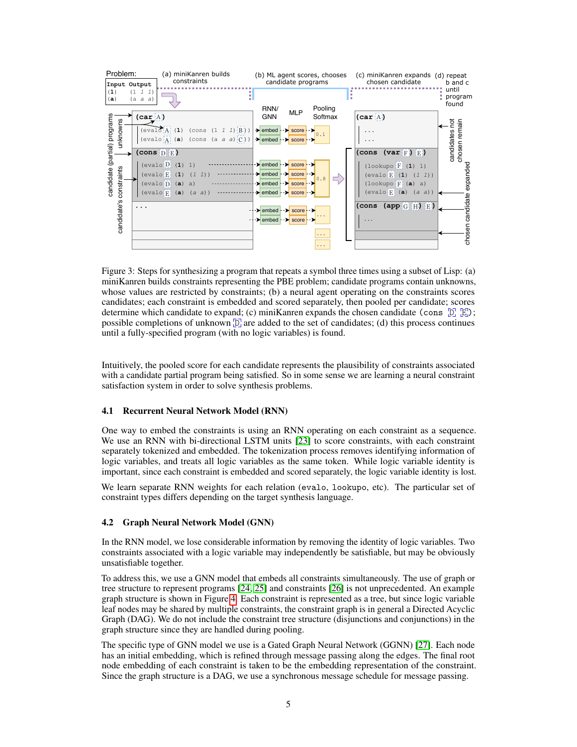Figure 3: Steps for synthesizing a program that repeats a symbol three times using a subset of Lisp: (a) miniKanren builds constraints representing the PBE problem; candidate programs contain unknowns, whose values are restricted by constraints; (b) a neural agent operating on the constraints scores candidates; each constraint is embedded and scored separately, then pooled per candidate; scores determine which candidate to expand; (c) miniKanren expands the chosen candidate (cons D E); possible completions of unknown D are added to the set of candidates; (d) this process continues until a fully-specified program (with no logic variables) is found.

Intuitively, the pooled score for each candidate represents the plausibility of constraints associated with a candidate partial program being satisfied. So in some sense we are learning a neural constraint satisfaction system in order to solve synthesis problems.

### 4.1 Recurrent Neural Network Model (RNN)

One way to embed the constraints is using an RNN operating on each constraint as a sequence. We use an RNN with bi-directional LSTM units [23] to score constraints, with each constraint separately tokenized and embedded. The tokenization process removes identifying information of logic variables, and treats all logic variables as the same token. While logic variable identity is important, since each constraint is embedded and scored separately, the logic variable identity is lost.

We learn separate RNN weights for each relation (`evalo`, `lookupo`, etc). The particular set of constraint types differs depending on the target synthesis language.

### 4.2 Graph Neural Network Model (GNN)

In the RNN model, we lose considerable information by removing the identity of logic variables. Two constraints associated with a logic variable may independently be satisfiable, but may be obviously unsatisfiable together.

To address this, we use a GNN model that embeds all constraints simultaneously. The use of graph or tree structure to represent programs [24, 25] and constraints [26] is not unprecedented. An example graph structure is shown in Figure 4. Each constraint is represented as a tree, but since logic variable leaf nodes may be shared by multiple constraints, the constraint graph is in general a Directed Acyclic Graph (DAG). We do not include the constraint tree structure (disjunctions and conjunctions) in the graph structure since they are handled during pooling.

The specific type of GNN model we use is a Gated Graph Neural Network (GGNN) [27]. Each node has an initial embedding, which is refined through message passing along the edges. The final root node embedding of each constraint is taken to be the embedding representation of the constraint. Since the graph structure is a DAG, we use a synchronous message schedule for message passing.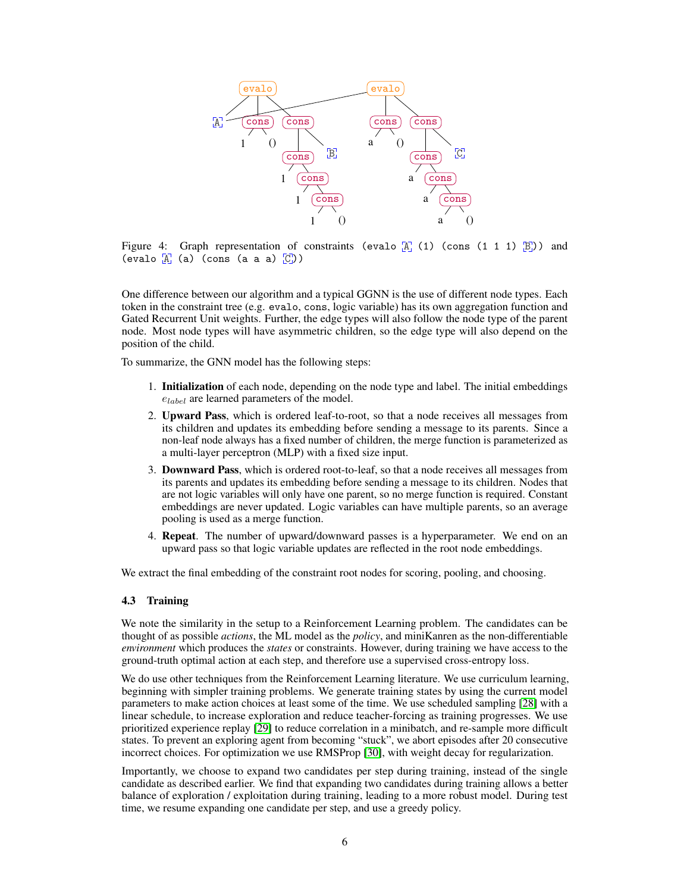Figure 4: Graph representation of constraints `(evalo A (1) (cons (1 1 1) B))` and `(evalo A (a) (cons (a a a) C))`

One difference between our algorithm and a typical GGNN is the use of different node types. Each token in the constraint tree (e.g. `evalo`, `cons`, logic variable) has its own aggregation function and Gated Recurrent Unit weights. Further, the edge types will also follow the node type of the parent node. Most node types will have asymmetric children, so the edge type will also depend on the position of the child.

To summarize, the GNN model has the following steps:

1. **Initialization** of each node, depending on the node type and label. The initial embeddings $e_{label}$ are learned parameters of the model.
2. **Upward Pass**, which is ordered leaf-to-root, so that a node receives all messages from its children and updates its embedding before sending a message to its parents. Since a non-leaf node always has a fixed number of children, the merge function is parameterized as a multi-layer perceptron (MLP) with a fixed size input.
3. **Downward Pass**, which is ordered root-to-leaf, so that a node receives all messages from its parents and updates its embedding before sending a message to its children. Nodes that are not logic variables will only have one parent, so no merge function is required. Constant embeddings are never updated. Logic variables can have multiple parents, so an average pooling is used as a merge function.
4. **Repeat**. The number of upward/downward passes is a hyperparameter. We end on an upward pass so that logic variable updates are reflected in the root node embeddings.

We extract the final embedding of the constraint root nodes for scoring, pooling, and choosing.

### 4.3 Training

We note the similarity in the setup to a Reinforcement Learning problem. The candidates can be thought of as possible *actions*, the ML model as the *policy*, and miniKanren as the non-differentiable *environment* which produces the *states* or constraints. However, during training we have access to the ground-truth optimal action at each step, and therefore use a supervised cross-entropy loss.

We do use other techniques from the Reinforcement Learning literature. We use curriculum learning, beginning with simpler training problems. We generate training states by using the current model parameters to make action choices at least some of the time. We use scheduled sampling [28] with a linear schedule, to increase exploration and reduce teacher-forcing as training progresses. We use prioritized experience replay [29] to reduce correlation in a minibatch, and re-sample more difficult states. To prevent an exploring agent from becoming "stuck", we abort episodes after 20 consecutive incorrect choices. For optimization we use RMSProp [30], with weight decay for regularization.

Importantly, we choose to expand two candidates per step during training, instead of the single candidate as described earlier. We find that expanding two candidates during training allows a better balance of exploration / exploitation during training, leading to a more robust model. During test time, we resume expanding one candidate per step, and use a greedy policy.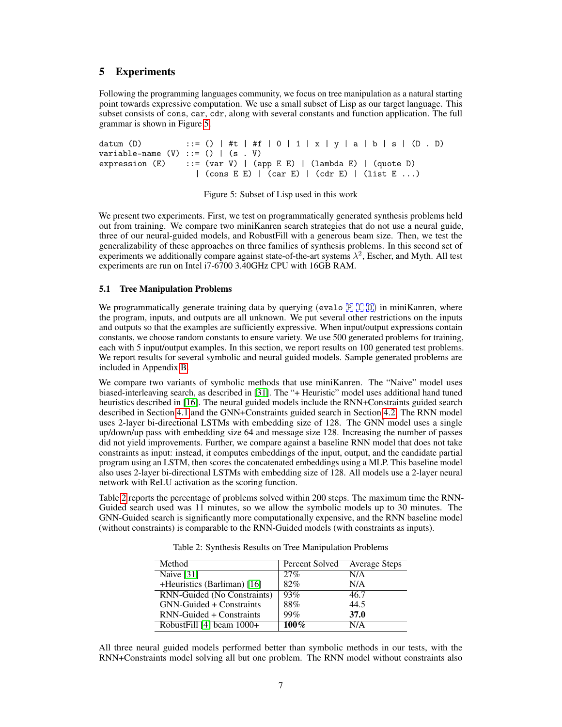## 5 Experiments

Following the programming languages community, we focus on tree manipulation as a natural starting point towards expressive computation. We use a small subset of Lisp as our target language. This subset consists of `cons`, `car`, `cdr`, along with several constants and function application. The full grammar is shown in Figure 5.

```
datum (D)         ::= () | #t | #f | 0 | 1 | x | y | a | b | s | (D . D)
variable-name (V) ::= () | (s . V)
expression (E)    ::= (var V) | (app E E) | (lambda E) | (quote D)
                    | (cons E E) | (car E) | (cdr E) | (list E ...)
```

Figure 5: Subset of Lisp used in this work

We present two experiments. First, we test on programmatically generated synthesis problems held out from training. We compare two miniKanren search strategies that do not use a neural guide, three of our neural-guided models, and RobustFill with a generous beam size. Then, we test the generalizability of these approaches on three families of synthesis problems. In this second set of experiments we additionally compare against state-of-the-art systems $\lambda^2$, Escher, and Myth. All test experiments are run on Intel i7-6700 3.40GHz CPU with 16GB RAM.

### 5.1 Tree Manipulation Problems

We programmatically generate training data by querying `(evalo P I O)` in miniKanren, where the program, inputs, and outputs are all unknown. We put several other restrictions on the inputs and outputs so that the examples are sufficiently expressive. When input/output expressions contain constants, we choose random constants to ensure variety. We use 500 generated problems for training, each with 5 input/output examples. In this section, we report results on 100 generated test problems. We report results for several symbolic and neural guided models. Sample generated problems are included in Appendix B.

We compare two variants of symbolic methods that use miniKanren. The "Naive" model uses biased-interleaving search, as described in [31]. The "+ Heuristic" model uses additional hand tuned heuristics described in [16]. The neural guided models include the RNN+Constraints guided search described in Section 4.1 and the GNN+Constraints guided search in Section 4.2. The RNN model uses 2-layer bi-directional LSTMs with embedding size of 128. The GNN model uses a single up/down/up pass with embedding size 64 and message size 128. Increasing the number of passes did not yield improvements. Further, we compare against a baseline RNN model that does not take constraints as input: instead, it computes embeddings of the input, output, and the candidate partial program using an LSTM, then scores the concatenated embeddings using a MLP. This baseline model also uses 2-layer bi-directional LSTMs with embedding size of 128. All models use a 2-layer neural network with ReLU activation as the scoring function.

Table 2 reports the percentage of problems solved within 200 steps. The maximum time the RNN-Guided search used was 11 minutes, so we allow the symbolic models up to 30 minutes. The GNN-Guided search is significantly more computationally expensive, and the RNN baseline model (without constraints) is comparable to the RNN-Guided models (with constraints as inputs).

Table 2: Synthesis Results on Tree Manipulation Problems

| Method | Percent Solved | Average Steps |
|---|---|---|
| Naive [31] | 27% | N/A |
| +Heuristics (Barliman) [16] | 82% | N/A |
| RNN-Guided (No Constraints) | 93% | 46.7 |
| GNN-Guided + Constraints | 88% | 44.5 |
| RNN-Guided + Constraints | 99% | **37.0** |
| RobustFill [4] beam 1000+ | **100%** | N/A |

All three neural guided models performed better than symbolic methods in our tests, with the RNN+Constraints model solving all but one problem. The RNN model without constraints also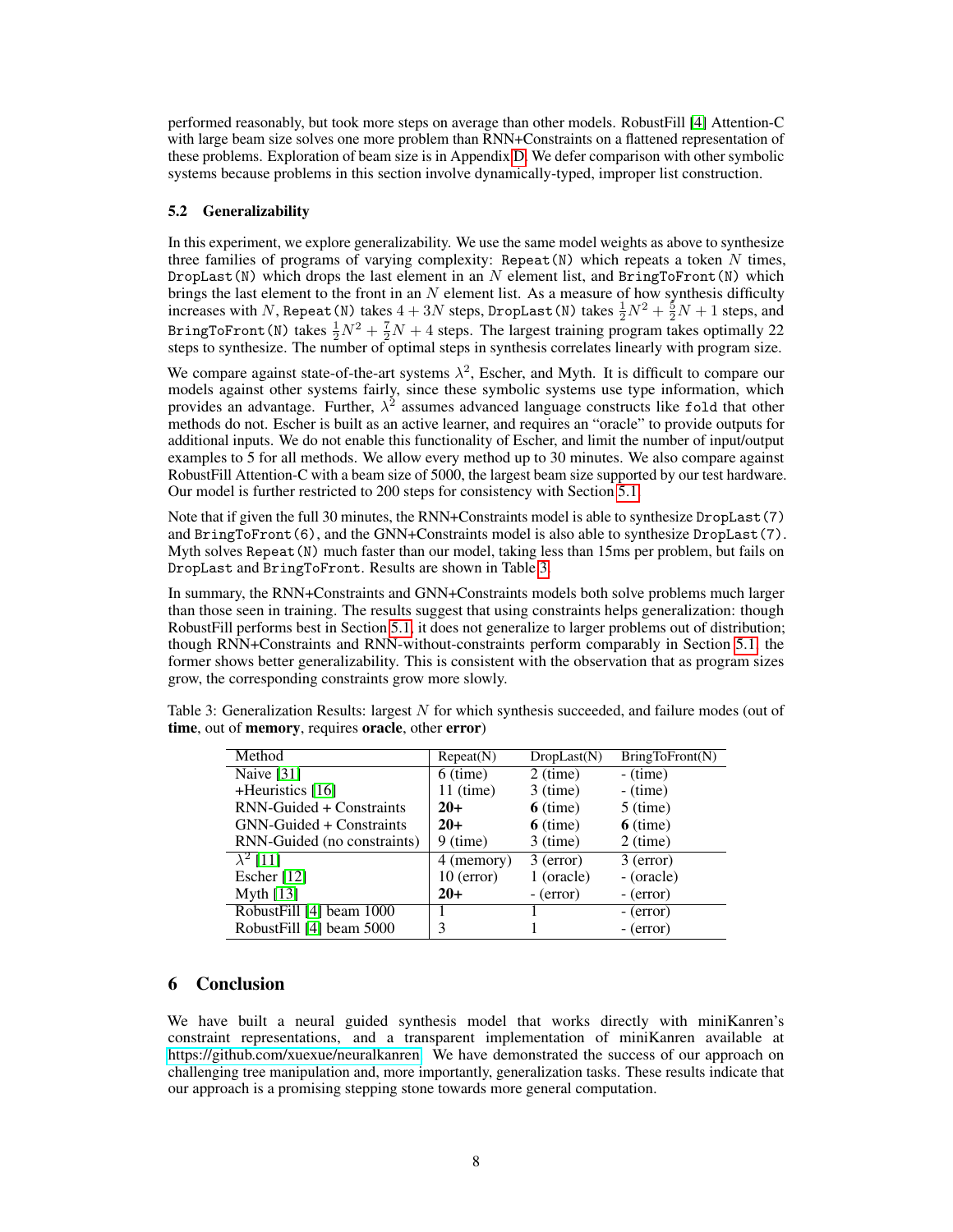performed reasonably, but took more steps on average than other models. RobustFill [4] Attention-C with large beam size solves one more problem than RNN+Constraints on a flattened representation of these problems. Exploration of beam size is in Appendix D. We defer comparison with other symbolic systems because problems in this section involve dynamically-typed, improper list construction.

### 5.2 Generalizability

In this experiment, we explore generalizability. We use the same model weights as above to synthesize three families of programs of varying complexity: `Repeat(N)` which repeats a token $N$ times, `DropLast(N)` which drops the last element in an $N$ element list, and `BringToFront(N)` which brings the last element to the front in an $N$ element list. As a measure of how synthesis difficulty increases with $N$, `Repeat(N)` takes $4 + 3N$ steps, `DropLast(N)` takes $\frac{1}{2}N^2 + \frac{5}{2}N + 1$ steps, and `BringToFront(N)` takes $\frac{1}{2}N^2 + \frac{7}{2}N + 4$ steps. The largest training program takes optimally 22 steps to synthesize. The number of optimal steps in synthesis correlates linearly with program size.

We compare against state-of-the-art systems $\lambda^2$, Escher, and Myth. It is difficult to compare our models against other systems fairly, since these symbolic systems use type information, which provides an advantage. Further, $\lambda^2$ assumes advanced language constructs like `fold` that other methods do not. Escher is built as an active learner, and requires an "oracle" to provide outputs for additional inputs. We do not enable this functionality of Escher, and limit the number of input/output examples to 5 for all methods. We allow every method up to 30 minutes. We also compare against RobustFill Attention-C with a beam size of 5000, the largest beam size supported by our test hardware. Our model is further restricted to 200 steps for consistency with Section 5.1.

Note that if given the full 30 minutes, the RNN+Constraints model is able to synthesize `DropLast(7)` and `BringToFront(6)`, and the GNN+Constraints model is also able to synthesize `DropLast(7)`. Myth solves `Repeat(N)` much faster than our model, taking less than 15ms per problem, but fails on `DropLast` and `BringToFront`. Results are shown in Table 3.

In summary, the RNN+Constraints and GNN+Constraints models both solve problems much larger than those seen in training. The results suggest that using constraints helps generalization: though RobustFill performs best in Section 5.1, it does not generalize to larger problems out of distribution; though RNN+Constraints and RNN-without-constraints perform comparably in Section 5.1, the former shows better generalizability. This is consistent with the observation that as program sizes grow, the corresponding constraints grow more slowly.

Table 3: Generalization Results: largest $N$ for which synthesis succeeded, and failure modes (out of **time**, out of **memory**, requires **oracle**, other **error**)

| Method | Repeat(N) | DropLast(N) | BringToFront(N) |
|---|---|---|---|
| Naive [31] | 6 (time) | 2 (time) | - (time) |
| +Heuristics [16] | 11 (time) | 3 (time) | - (time) |
| RNN-Guided + Constraints | **20+** | **6** (time) | 5 (time) |
| GNN-Guided + Constraints | **20+** | **6** (time) | **6** (time) |
| RNN-Guided (no constraints) | 9 (time) | 3 (time) | 2 (time) |
| $\lambda^2$ [11] | 4 (memory) | 3 (error) | 3 (error) |
| Escher [12] | 10 (error) | 1 (oracle) | - (oracle) |
| Myth [13] | **20+** | - (error) | - (error) |
| RobustFill [4] beam 1000 | 1 | 1 | - (error) |
| RobustFill [4] beam 5000 | 3 | 1 | - (error) |

## 6 Conclusion

We have built a neural guided synthesis model that works directly with miniKanren's constraint representations, and a transparent implementation of miniKanren available at https://github.com/xuexue/neuralkanren. We have demonstrated the success of our approach on challenging tree manipulation and, more importantly, generalization tasks. These results indicate that our approach is a promising stepping stone towards more general computation.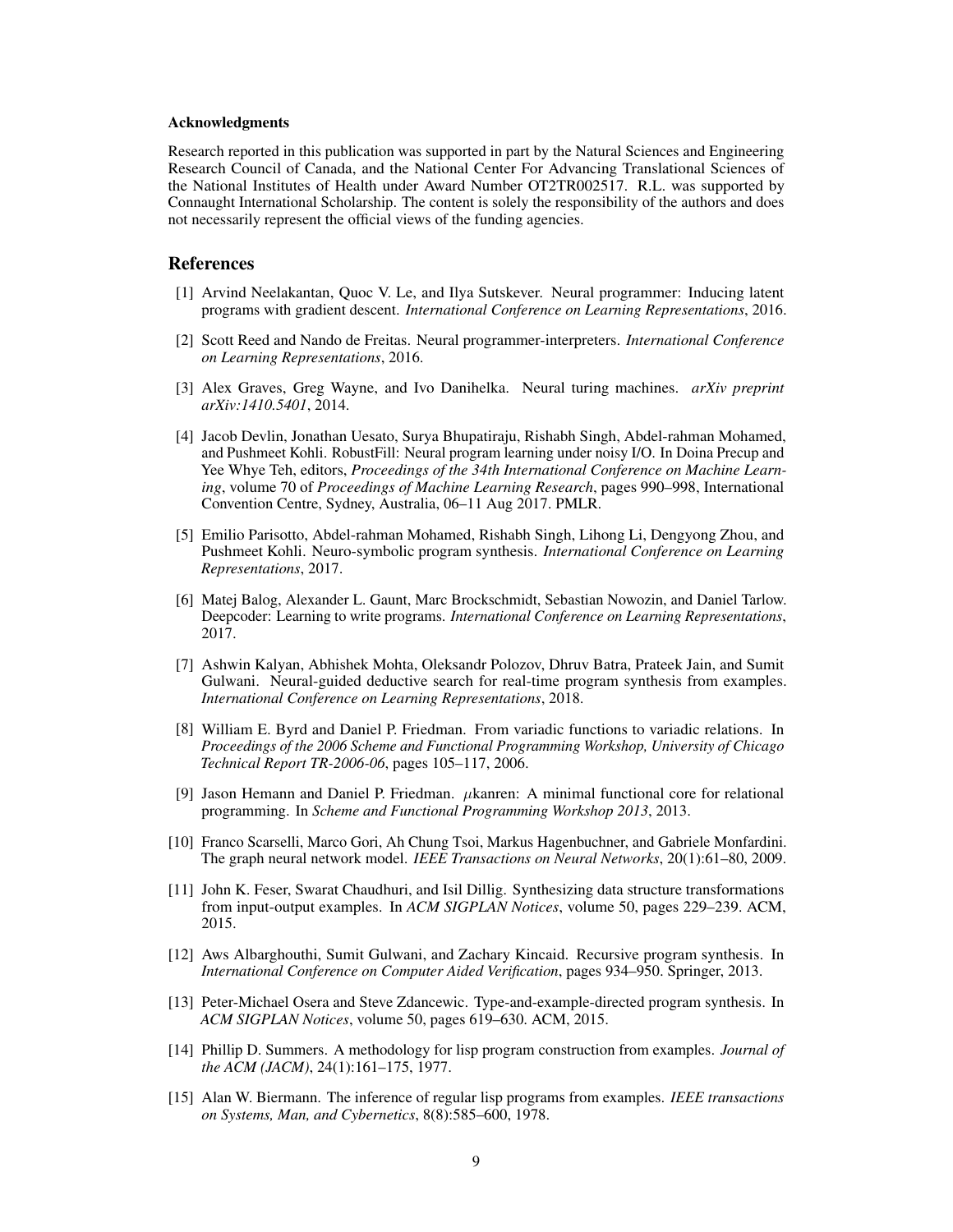### Acknowledgments

Research reported in this publication was supported in part by the Natural Sciences and Engineering Research Council of Canada, and the National Center For Advancing Translational Sciences of the National Institutes of Health under Award Number OT2TR002517. R.L. was supported by Connaught International Scholarship. The content is solely the responsibility of the authors and does not necessarily represent the official views of the funding agencies.

## References

[1] Arvind Neelakantan, Quoc V. Le, and Ilya Sutskever. Neural programmer: Inducing latent programs with gradient descent. *International Conference on Learning Representations*, 2016.

[2] Scott Reed and Nando de Freitas. Neural programmer-interpreters. *International Conference on Learning Representations*, 2016.

[3] Alex Graves, Greg Wayne, and Ivo Danihelka. Neural turing machines. *arXiv preprint arXiv:1410.5401*, 2014.

[4] Jacob Devlin, Jonathan Uesato, Surya Bhupatiraju, Rishabh Singh, Abdel-rahman Mohamed, and Pushmeet Kohli. RobustFill: Neural program learning under noisy I/O. In Doina Precup and Yee Whye Teh, editors, *Proceedings of the 34th International Conference on Machine Learning*, volume 70 of *Proceedings of Machine Learning Research*, pages 990–998, International Convention Centre, Sydney, Australia, 06–11 Aug 2017. PMLR.

[5] Emilio Parisotto, Abdel-rahman Mohamed, Rishabh Singh, Lihong Li, Dengyong Zhou, and Pushmeet Kohli. Neuro-symbolic program synthesis. *International Conference on Learning Representations*, 2017.

[6] Matej Balog, Alexander L. Gaunt, Marc Brockschmidt, Sebastian Nowozin, and Daniel Tarlow. Deepcoder: Learning to write programs. *International Conference on Learning Representations*, 2017.

[7] Ashwin Kalyan, Abhishek Mohta, Oleksandr Polozov, Dhruv Batra, Prateek Jain, and Sumit Gulwani. Neural-guided deductive search for real-time program synthesis from examples. *International Conference on Learning Representations*, 2018.

[8] William E. Byrd and Daniel P. Friedman. From variadic functions to variadic relations. In *Proceedings of the 2006 Scheme and Functional Programming Workshop, University of Chicago Technical Report TR-2006-06*, pages 105–117, 2006.

[9] Jason Hemann and Daniel P. Friedman. $\mu$kanren: A minimal functional core for relational programming. In *Scheme and Functional Programming Workshop 2013*, 2013.

[10] Franco Scarselli, Marco Gori, Ah Chung Tsoi, Markus Hagenbuchner, and Gabriele Monfardini. The graph neural network model. *IEEE Transactions on Neural Networks*, 20(1):61–80, 2009.

[11] John K. Feser, Swarat Chaudhuri, and Isil Dillig. Synthesizing data structure transformations from input-output examples. In *ACM SIGPLAN Notices*, volume 50, pages 229–239. ACM, 2015.

[12] Aws Albarghouthi, Sumit Gulwani, and Zachary Kincaid. Recursive program synthesis. In *International Conference on Computer Aided Verification*, pages 934–950. Springer, 2013.

[13] Peter-Michael Osera and Steve Zdancewic. Type-and-example-directed program synthesis. In *ACM SIGPLAN Notices*, volume 50, pages 619–630. ACM, 2015.

[14] Phillip D. Summers. A methodology for lisp program construction from examples. *Journal of the ACM (JACM)*, 24(1):161–175, 1977.

[15] Alan W. Biermann. The inference of regular lisp programs from examples. *IEEE transactions on Systems, Man, and Cybernetics*, 8(8):585–600, 1978.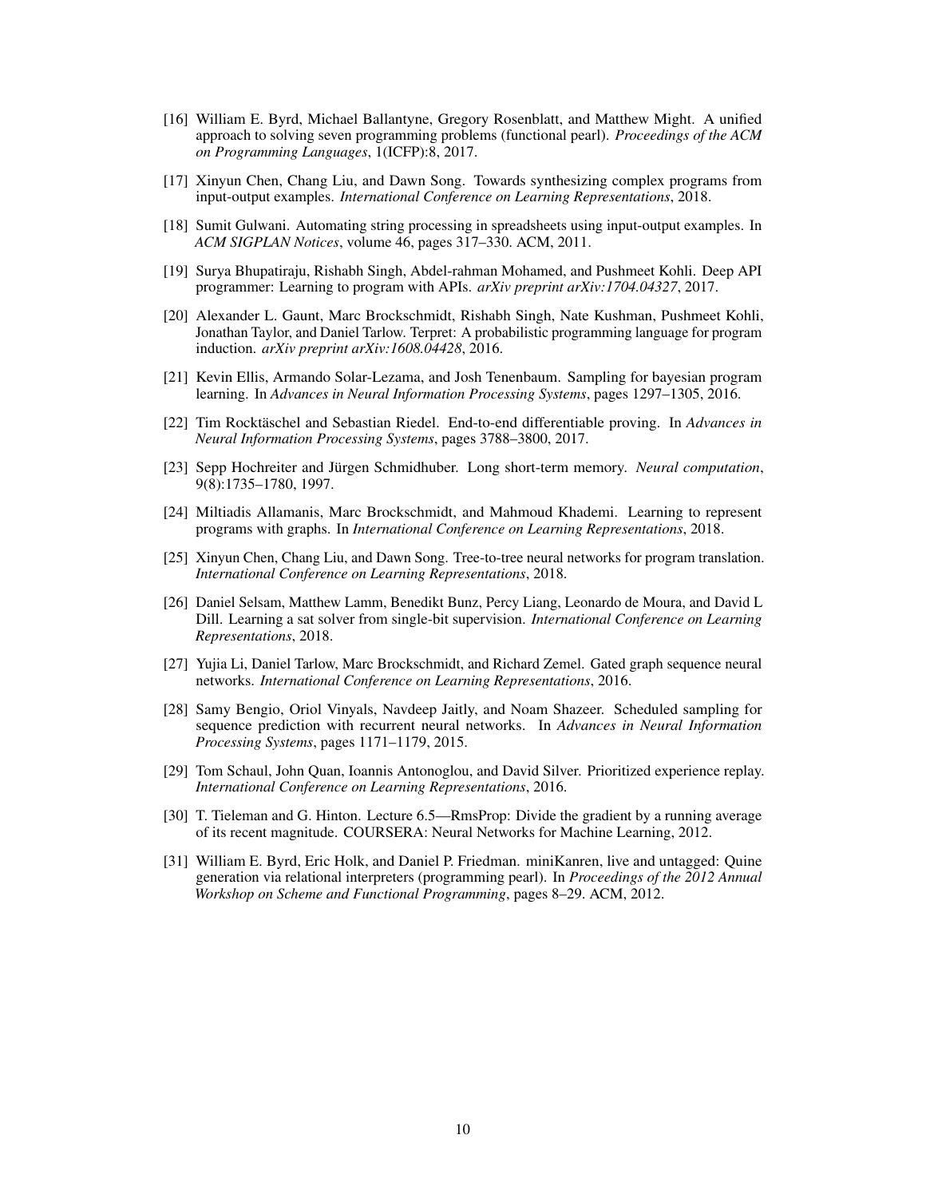[16] William E. Byrd, Michael Ballantyne, Gregory Rosenblatt, and Matthew Might. A unified approach to solving seven programming problems (functional pearl). *Proceedings of the ACM on Programming Languages*, 1(ICFP):8, 2017.

[17] Xinyun Chen, Chang Liu, and Dawn Song. Towards synthesizing complex programs from input-output examples. *International Conference on Learning Representations*, 2018.

[18] Sumit Gulwani. Automating string processing in spreadsheets using input-output examples. In *ACM SIGPLAN Notices*, volume 46, pages 317–330. ACM, 2011.

[19] Surya Bhupatiraju, Rishabh Singh, Abdel-rahman Mohamed, and Pushmeet Kohli. Deep API programmer: Learning to program with APIs. *arXiv preprint arXiv:1704.04327*, 2017.

[20] Alexander L. Gaunt, Marc Brockschmidt, Rishabh Singh, Nate Kushman, Pushmeet Kohli, Jonathan Taylor, and Daniel Tarlow. Terpret: A probabilistic programming language for program induction. *arXiv preprint arXiv:1608.04428*, 2016.

[21] Kevin Ellis, Armando Solar-Lezama, and Josh Tenenbaum. Sampling for bayesian program learning. In *Advances in Neural Information Processing Systems*, pages 1297–1305, 2016.

[22] Tim Rocktäschel and Sebastian Riedel. End-to-end differentiable proving. In *Advances in Neural Information Processing Systems*, pages 3788–3800, 2017.

[23] Sepp Hochreiter and Jürgen Schmidhuber. Long short-term memory. *Neural computation*, 9(8):1735–1780, 1997.

[24] Miltiadis Allamanis, Marc Brockschmidt, and Mahmoud Khademi. Learning to represent programs with graphs. In *International Conference on Learning Representations*, 2018.

[25] Xinyun Chen, Chang Liu, and Dawn Song. Tree-to-tree neural networks for program translation. *International Conference on Learning Representations*, 2018.

[26] Daniel Selsam, Matthew Lamm, Benedikt Bunz, Percy Liang, Leonardo de Moura, and David L Dill. Learning a sat solver from single-bit supervision. *International Conference on Learning Representations*, 2018.

[27] Yujia Li, Daniel Tarlow, Marc Brockschmidt, and Richard Zemel. Gated graph sequence neural networks. *International Conference on Learning Representations*, 2016.

[28] Samy Bengio, Oriol Vinyals, Navdeep Jaitly, and Noam Shazeer. Scheduled sampling for sequence prediction with recurrent neural networks. In *Advances in Neural Information Processing Systems*, pages 1171–1179, 2015.

[29] Tom Schaul, John Quan, Ioannis Antonoglou, and David Silver. Prioritized experience replay. *International Conference on Learning Representations*, 2016.

[30] T. Tieleman and G. Hinton. Lecture 6.5—RmsProp: Divide the gradient by a running average of its recent magnitude. COURSERA: Neural Networks for Machine Learning, 2012.

[31] William E. Byrd, Eric Holk, and Daniel P. Friedman. miniKanren, live and untagged: Quine generation via relational interpreters (programming pearl). In *Proceedings of the 2012 Annual Workshop on Scheme and Functional Programming*, pages 8–29. ACM, 2012.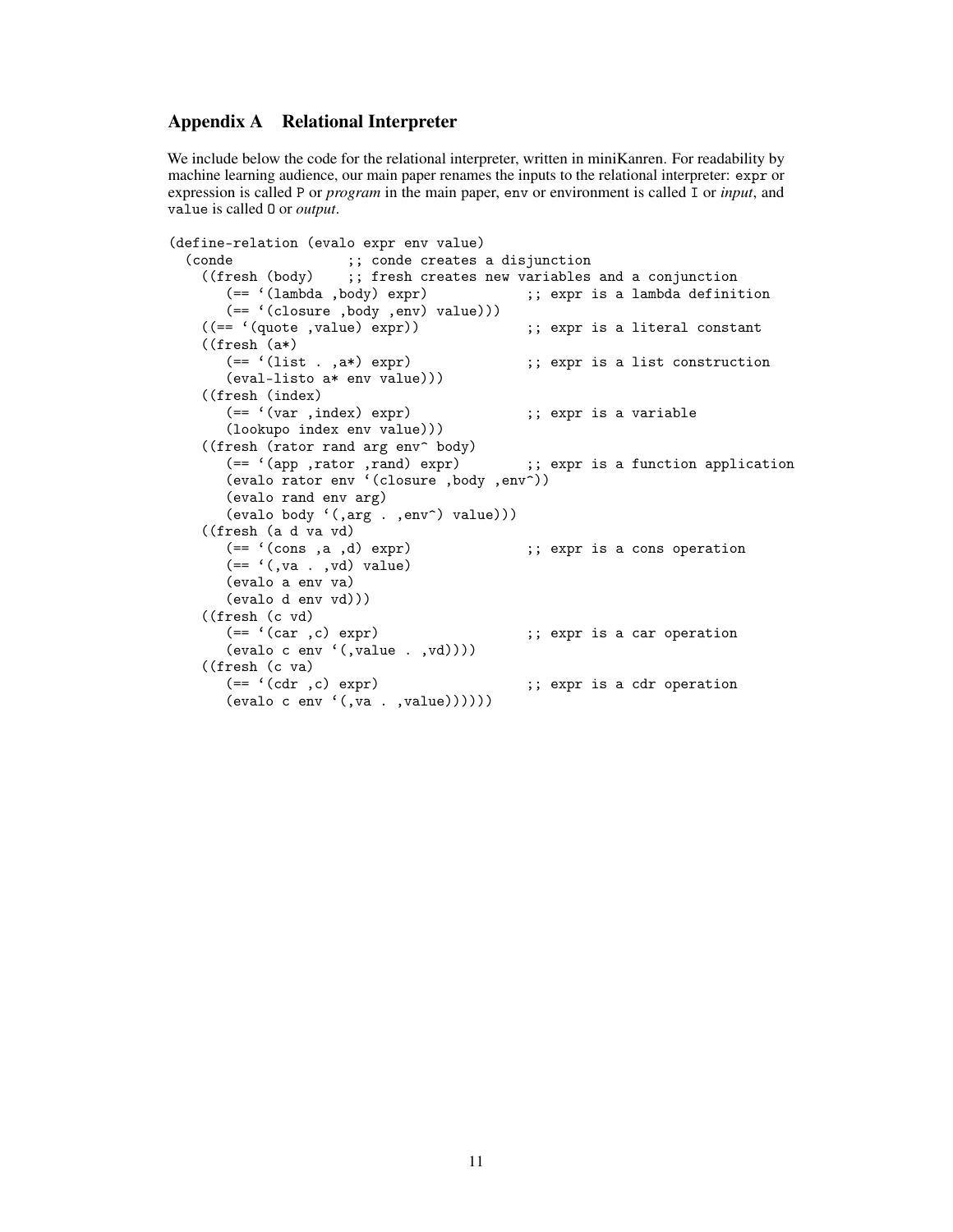## Appendix A Relational Interpreter

We include below the code for the relational interpreter, written in miniKanren. For readability by machine learning audience, our main paper renames the inputs to the relational interpreter: `expr` or expression is called `P` or *program* in the main paper, `env` or environment is called `I` or *input*, and `value` is called `O` or *output*.

```
(define-relation (evalo expr env value)
  (conde              ;; conde creates a disjunction
   ((fresh (body)    ;; fresh creates new variables and a conjunction
      (== `(lambda ,body) expr)            ;; expr is a lambda definition
      (== `(closure ,body ,env) value)))
   ((== `(quote ,value) expr))             ;; expr is a literal constant
   ((fresh (a*)
      (== `(list . ,a*) expr)              ;; expr is a list construction
      (eval-listo a* env value)))
   ((fresh (index)
      (== `(var ,index) expr)              ;; expr is a variable
      (lookupo index env value)))
   ((fresh (rator rand arg env^ body)
      (== `(app ,rator ,rand) expr)        ;; expr is a function application
      (evalo rator env `(closure ,body ,env^))
      (evalo rand env arg)
      (evalo body `(,arg . ,env^) value)))
   ((fresh (a d va vd)
      (== `(cons ,a ,d) expr)              ;; expr is a cons operation
      (== `(,va . ,vd) value)
      (evalo a env va)
      (evalo d env vd)))
   ((fresh (c vd)
      (== `(car ,c) expr)                  ;; expr is a car operation
      (evalo c env `(,value . ,vd))))
   ((fresh (c va)
      (== `(cdr ,c) expr)                  ;; expr is a cdr operation
      (evalo c env `(,va . ,value))))))
```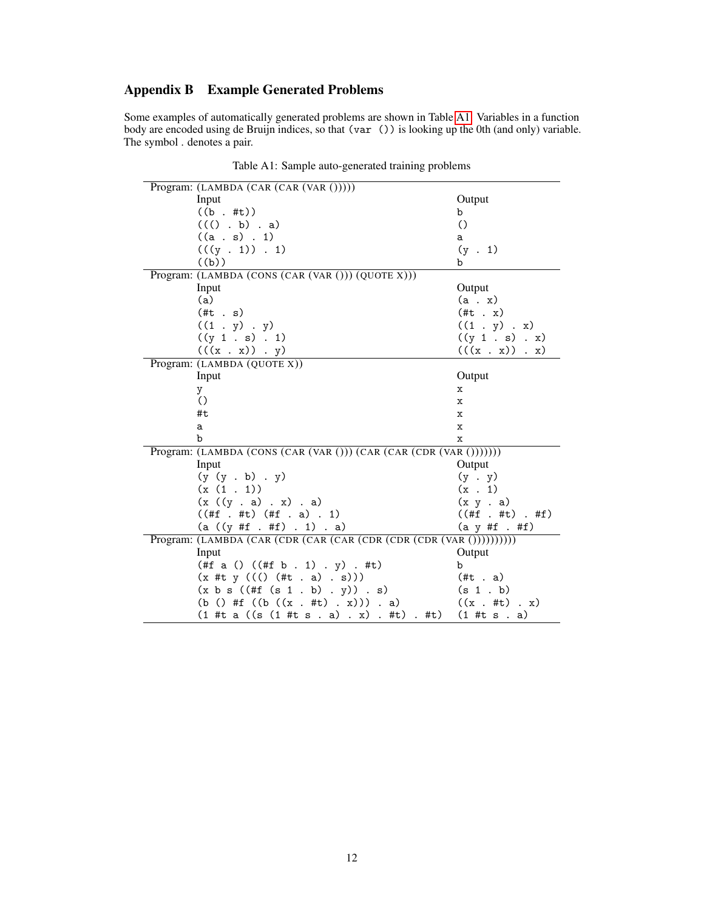## Appendix B  Example Generated Problems

Some examples of automatically generated problems are shown in Table A1. Variables in a function body are encoded using de Bruijn indices, so that `(var ())` is looking up the 0th (and only) variable. The symbol . denotes a pair.

Table A1: Sample auto-generated training problems

| Program: (LAMBDA (CAR (CAR (VAR ())))) | |
|---|---|
| Input | Output |
| `((b . #t))` | `b` |
| `((() . b) . a)` | `()` |
| `((a . s) . 1)` | `a` |
| `(((y . 1)) . 1)` | `(y . 1)` |
| `((b))` | `b` |
| **Program: (LAMBDA (CONS (CAR (VAR ())) (QUOTE X)))** | |
| Input | Output |
| `(a)` | `(a . x)` |
| `(#t . s)` | `(#t . x)` |
| `((1 . y) . y)` | `((1 . y) . x)` |
| `((y 1 . s) . 1)` | `((y 1 . s) . x)` |
| `(((x . x)) . y)` | `(((x . x)) . x)` |
| **Program: (LAMBDA (QUOTE X))** | |
| Input | Output |
| `y` | `x` |
| `()` | `x` |
| `#t` | `x` |
| `a` | `x` |
| `b` | `x` |
| **Program: (LAMBDA (CONS (CAR (VAR ())) (CAR (CAR (CDR (VAR ()))))))** | |
| Input | Output |
| `(y (y . b) . y)` | `(y . y)` |
| `(x (1 . 1))` | `(x . 1)` |
| `(x ((y . a) . x) . a)` | `(x y . a)` |
| `((#f . #t) (#f . a) . 1)` | `((#f . #t) . #f)` |
| `(a ((y #f . #f) . 1) . a)` | `(a y #f . #f)` |
| **Program: (LAMBDA (CAR (CDR (CAR (CAR (CDR (CDR (CDR (VAR ())))))))))** | |
| Input | Output |
| `(#f a () ((#f b . 1) . y) . #t)` | `b` |
| `(x #t y ((() (#t . a) . s)))` | `(#t . a)` |
| `(x b s ((#f (s 1 . b) . y)) . s)` | `(s 1 . b)` |
| `(b () #f ((b ((x . #t) . x))) . a)` | `((x . #t) . x)` |
| `(1 #t a ((s (1 #t s . a) . x) . #t) . #t)` | `(1 #t s . a)` |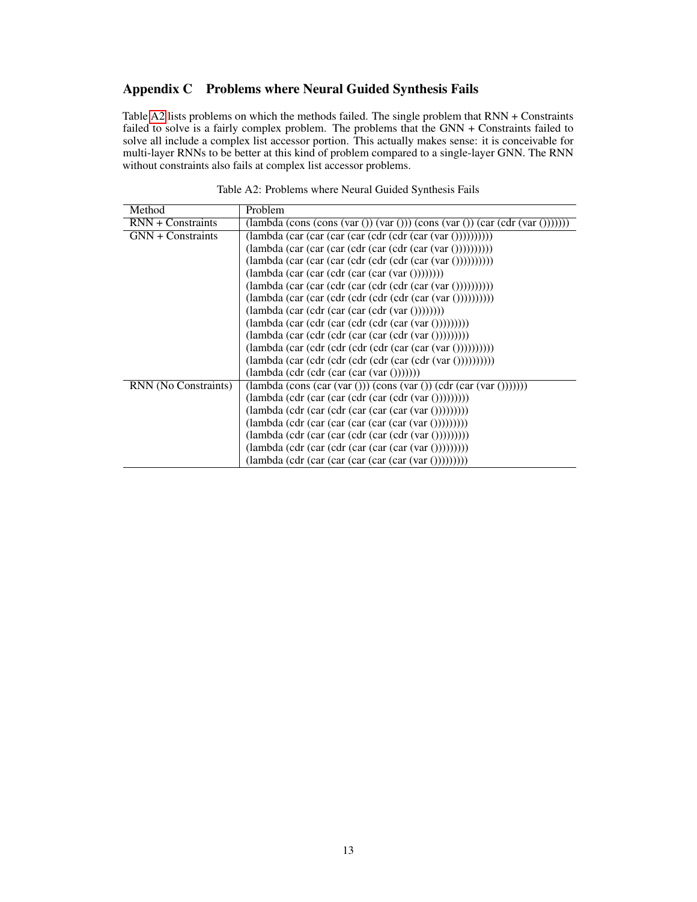## Appendix C Problems where Neural Guided Synthesis Fails

Table A2 lists problems on which the methods failed. The single problem that RNN + Constraints failed to solve is a fairly complex problem. The problems that the GNN + Constraints failed to solve all include a complex list accessor portion. This actually makes sense: it is conceivable for multi-layer RNNs to be better at this kind of problem compared to a single-layer GNN. The RNN without constraints also fails at complex list accessor problems.

Table A2: Problems where Neural Guided Synthesis Fails

| Method | Problem |
|---|---|
| RNN + Constraints | (lambda (cons (cons (var ()) (var ())) (cons (var ()) (car (cdr (var ())))))) |
| GNN + Constraints | (lambda (car (car (car (car (cdr (cdr (car (var ())))))))))) |
| | (lambda (car (car (car (cdr (car (cdr (car (var ())))))))))) |
| | (lambda (car (car (car (cdr (cdr (cdr (car (var ())))))))))) |
| | (lambda (car (car (cdr (car (car (var ())))))))) |
| | (lambda (car (car (cdr (car (cdr (cdr (car (var ())))))))))) |
| | (lambda (car (car (cdr (cdr (cdr (cdr (car (var ())))))))))) |
| | (lambda (car (cdr (car (car (cdr (var ())))))))) |
| | (lambda (car (cdr (car (cdr (cdr (car (var ()))))))))) |
| | (lambda (car (cdr (cdr (car (car (cdr (var ()))))))))) |
| | (lambda (car (cdr (cdr (cdr (cdr (car (car (var ())))))))))) |
| | (lambda (car (cdr (cdr (cdr (cdr (car (cdr (var ())))))))))) |
| | (lambda (cdr (cdr (cdr (car (car (var ()))))))) |
| RNN (No Constraints) | (lambda (cons (car (var ())) (cons (var ()) (cdr (car (var ())))))) |
| | (lambda (cdr (car (car (cdr (car (cdr (var ()))))))))) |
| | (lambda (cdr (car (cdr (car (car (car (var ()))))))))) |
| | (lambda (cdr (car (car (car (car (car (var ()))))))))) |
| | (lambda (cdr (car (car (cdr (car (cdr (var ()))))))))) |
| | (lambda (cdr (car (cdr (car (car (car (var ()))))))))) |
| | (lambda (cdr (car (car (car (car (car (var ()))))))))) |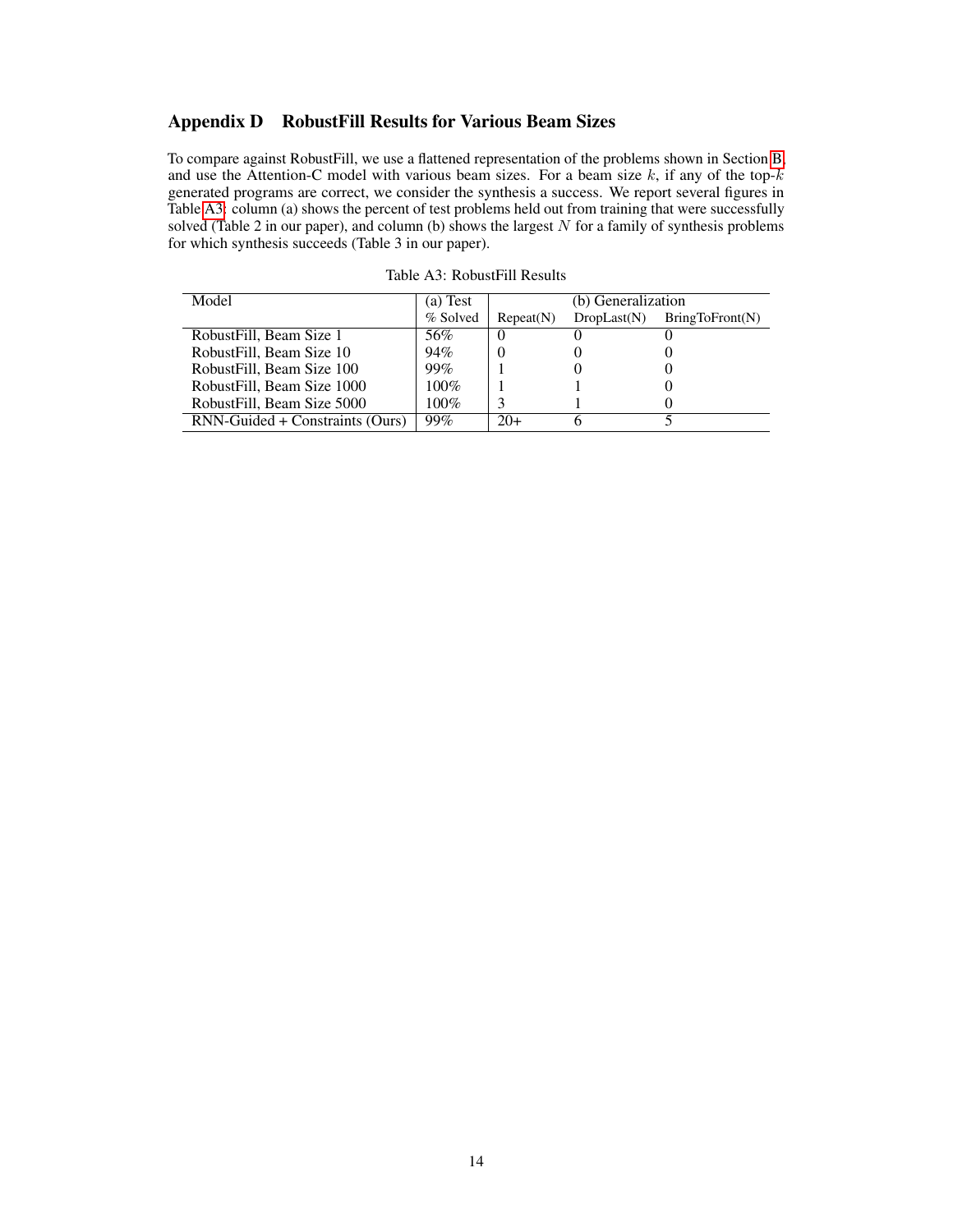## Appendix D RobustFill Results for Various Beam Sizes

To compare against RobustFill, we use a flattened representation of the problems shown in Section B, and use the Attention-C model with various beam sizes. For a beam size $k$, if any of the top-$k$ generated programs are correct, we consider the synthesis a success. We report several figures in Table A3: column (a) shows the percent of test problems held out from training that were successfully solved (Table 2 in our paper), and column (b) shows the largest $N$ for a family of synthesis problems for which synthesis succeeds (Table 3 in our paper).

Table A3: RobustFill Results

| Model | (a) Test | (b) Generalization | | |
|---|---|---|---|---|
| | % Solved | Repeat(N) | DropLast(N) | BringToFront(N) |
| RobustFill, Beam Size 1 | 56% | 0 | 0 | 0 |
| RobustFill, Beam Size 10 | 94% | 0 | 0 | 0 |
| RobustFill, Beam Size 100 | 99% | 1 | 0 | 0 |
| RobustFill, Beam Size 1000 | 100% | 1 | 1 | 0 |
| RobustFill, Beam Size 5000 | 100% | 3 | 1 | 0 |
| RNN-Guided + Constraints (Ours) | 99% | 20+ | 6 | 5 |